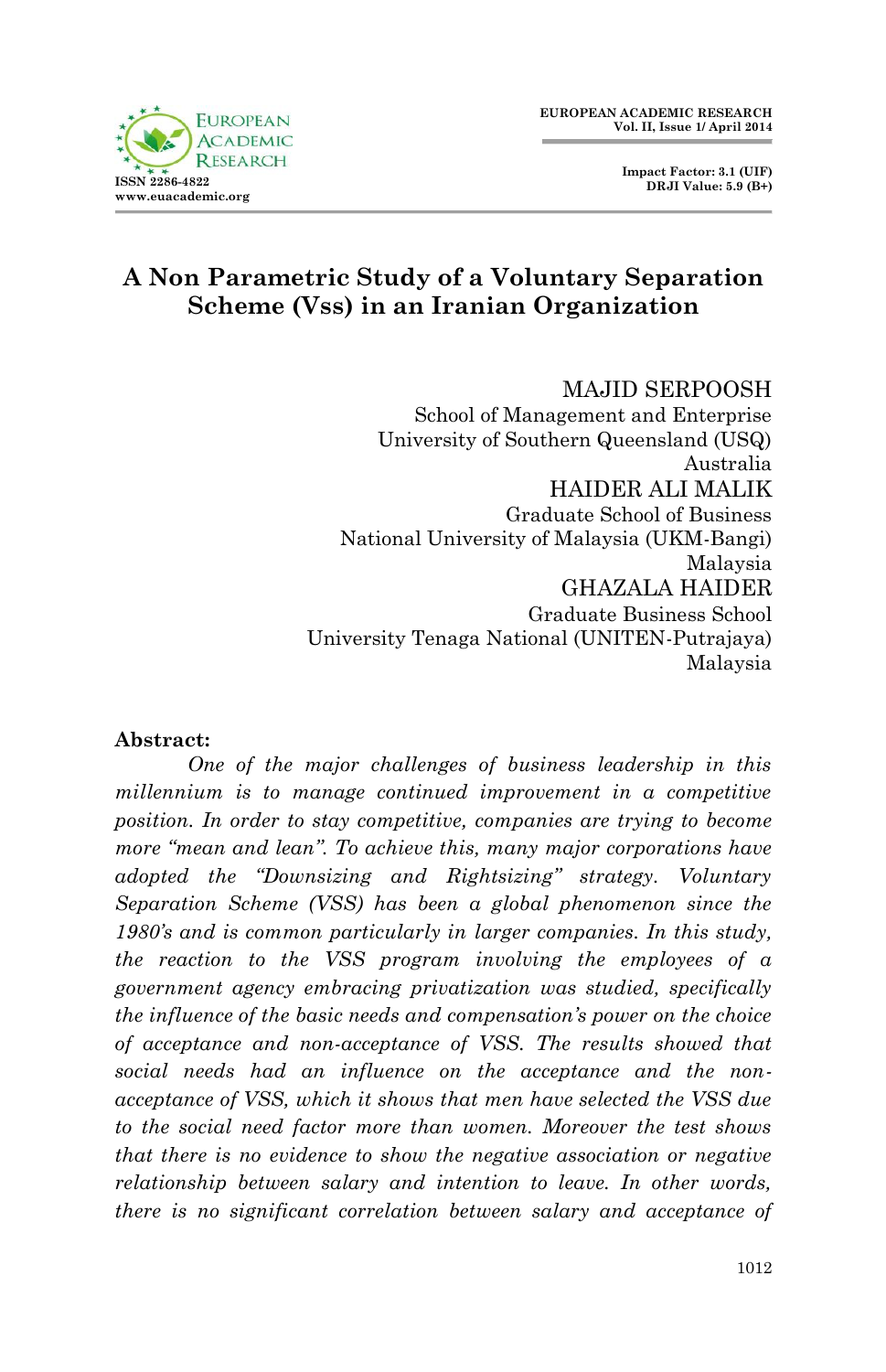# A Non Parametric Study of a Voluntary Separation Scheme (Vss) in an Iranian Organization

MAJID SERPOOSH
School of Management and Enterprise
University of Southern Queensland (USQ)
Australia

HAIDER ALI MALIK
Graduate School of Business
National University of Malaysia (UKM-Bangi)
Malaysia

GHAZALA HAIDER
Graduate Business School
University Tenaga National (UNITEN-Putrajaya)
Malaysia

**Abstract:**

*One of the major challenges of business leadership in this millennium is to manage continued improvement in a competitive position. In order to stay competitive, companies are trying to become more "mean and lean". To achieve this, many major corporations have adopted the "Downsizing and Rightsizing" strategy. Voluntary Separation Scheme (VSS) has been a global phenomenon since the 1980's and is common particularly in larger companies. In this study, the reaction to the VSS program involving the employees of a government agency embracing privatization was studied, specifically the influence of the basic needs and compensation's power on the choice of acceptance and non-acceptance of VSS. The results showed that social needs had an influence on the acceptance and the non-acceptance of VSS, which it shows that men have selected the VSS due to the social need factor more than women. Moreover the test shows that there is no evidence to show the negative association or negative relationship between salary and intention to leave. In other words, there is no significant correlation between salary and acceptance of*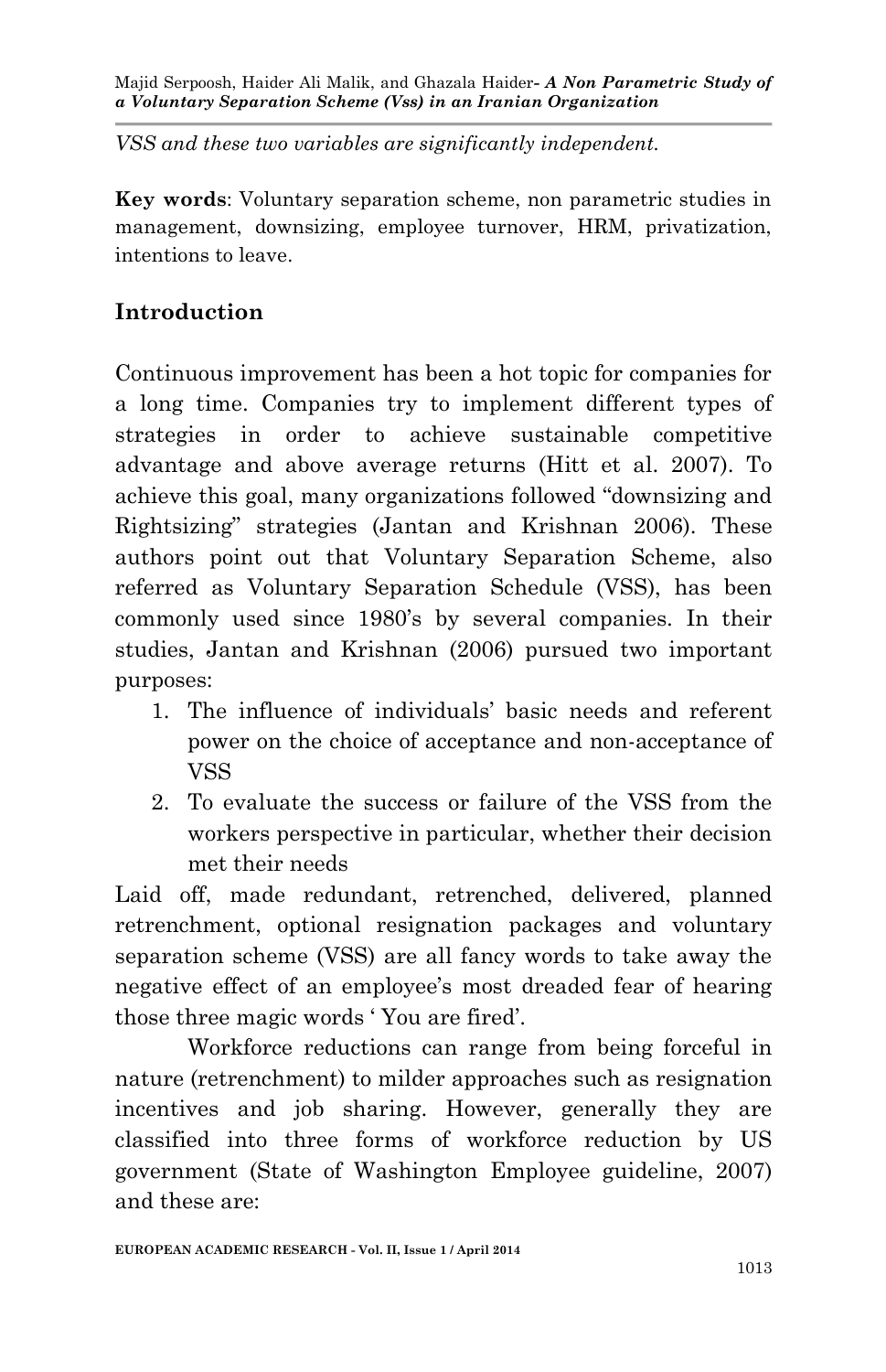*VSS and these two variables are significantly independent.*

**Key words**: Voluntary separation scheme, non parametric studies in management, downsizing, employee turnover, HRM, privatization, intentions to leave.

## Introduction

Continuous improvement has been a hot topic for companies for a long time. Companies try to implement different types of strategies in order to achieve sustainable competitive advantage and above average returns (Hitt et al. 2007). To achieve this goal, many organizations followed "downsizing and Rightsizing" strategies (Jantan and Krishnan 2006). These authors point out that Voluntary Separation Scheme, also referred as Voluntary Separation Schedule (VSS), has been commonly used since 1980's by several companies. In their studies, Jantan and Krishnan (2006) pursued two important purposes:

1. The influence of individuals' basic needs and referent power on the choice of acceptance and non-acceptance of VSS
2. To evaluate the success or failure of the VSS from the workers perspective in particular, whether their decision met their needs

Laid off, made redundant, retrenched, delivered, planned retrenchment, optional resignation packages and voluntary separation scheme (VSS) are all fancy words to take away the negative effect of an employee's most dreaded fear of hearing those three magic words ' You are fired'.

Workforce reductions can range from being forceful in nature (retrenchment) to milder approaches such as resignation incentives and job sharing. However, generally they are classified into three forms of workforce reduction by US government (State of Washington Employee guideline, 2007) and these are: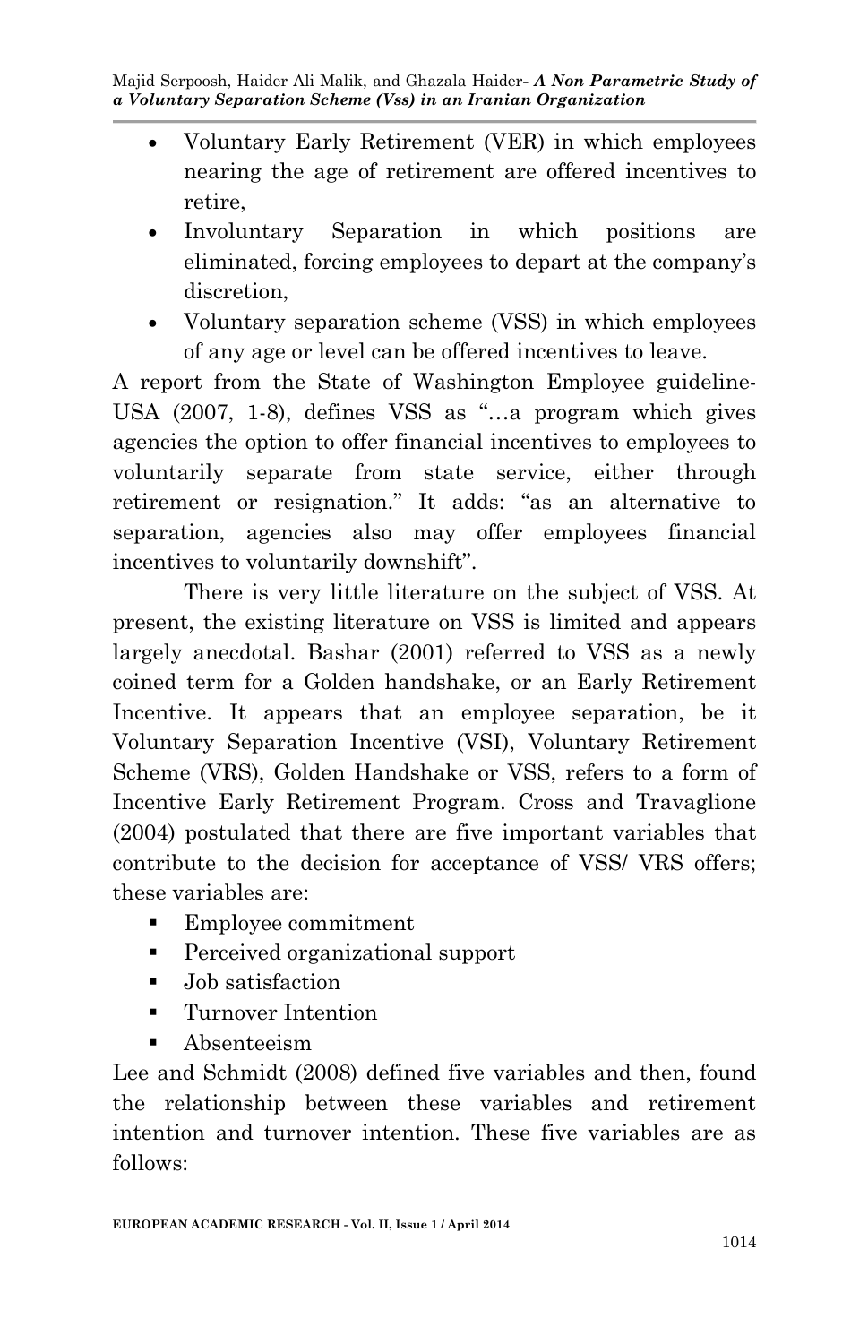- Voluntary Early Retirement (VER) in which employees nearing the age of retirement are offered incentives to retire,
- Involuntary Separation in which positions are eliminated, forcing employees to depart at the company's discretion,
- Voluntary separation scheme (VSS) in which employees of any age or level can be offered incentives to leave.

A report from the State of Washington Employee guideline-USA (2007, 1-8), defines VSS as "…a program which gives agencies the option to offer financial incentives to employees to voluntarily separate from state service, either through retirement or resignation." It adds: "as an alternative to separation, agencies also may offer employees financial incentives to voluntarily downshift".

There is very little literature on the subject of VSS. At present, the existing literature on VSS is limited and appears largely anecdotal. Bashar (2001) referred to VSS as a newly coined term for a Golden handshake, or an Early Retirement Incentive. It appears that an employee separation, be it Voluntary Separation Incentive (VSI), Voluntary Retirement Scheme (VRS), Golden Handshake or VSS, refers to a form of Incentive Early Retirement Program. Cross and Travaglione (2004) postulated that there are five important variables that contribute to the decision for acceptance of VSS/ VRS offers; these variables are:

- Employee commitment
- Perceived organizational support
- Job satisfaction
- Turnover Intention
- Absenteeism

Lee and Schmidt (2008) defined five variables and then, found the relationship between these variables and retirement intention and turnover intention. These five variables are as follows: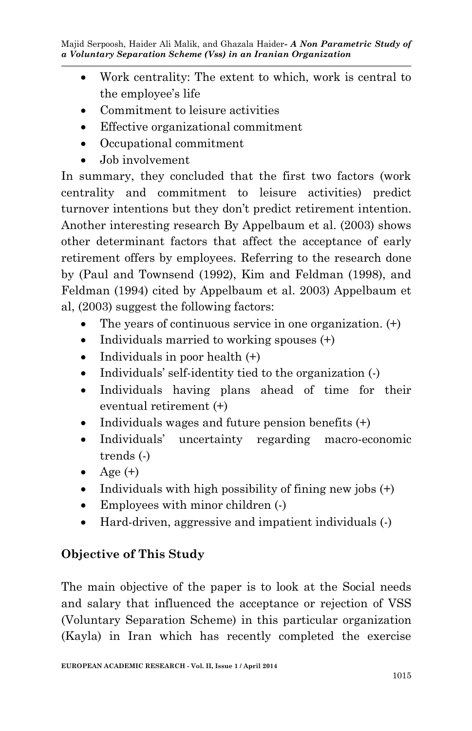- Work centrality: The extent to which, work is central to the employee's life
- Commitment to leisure activities
- Effective organizational commitment
- Occupational commitment
- Job involvement

In summary, they concluded that the first two factors (work centrality and commitment to leisure activities) predict turnover intentions but they don't predict retirement intention. Another interesting research By Appelbaum et al. (2003) shows other determinant factors that affect the acceptance of early retirement offers by employees. Referring to the research done by (Paul and Townsend (1992), Kim and Feldman (1998), and Feldman (1994) cited by Appelbaum et al. 2003) Appelbaum et al, (2003) suggest the following factors:

- The years of continuous service in one organization. (+)
- Individuals married to working spouses (+)
- Individuals in poor health (+)
- Individuals' self-identity tied to the organization (-)
- Individuals having plans ahead of time for their eventual retirement (+)
- Individuals wages and future pension benefits (+)
- Individuals' uncertainty regarding macro-economic trends (-)
- Age (+)
- Individuals with high possibility of fining new jobs (+)
- Employees with minor children (-)
- Hard-driven, aggressive and impatient individuals (-)

## Objective of This Study

The main objective of the paper is to look at the Social needs and salary that influenced the acceptance or rejection of VSS (Voluntary Separation Scheme) in this particular organization (Kayla) in Iran which has recently completed the exercise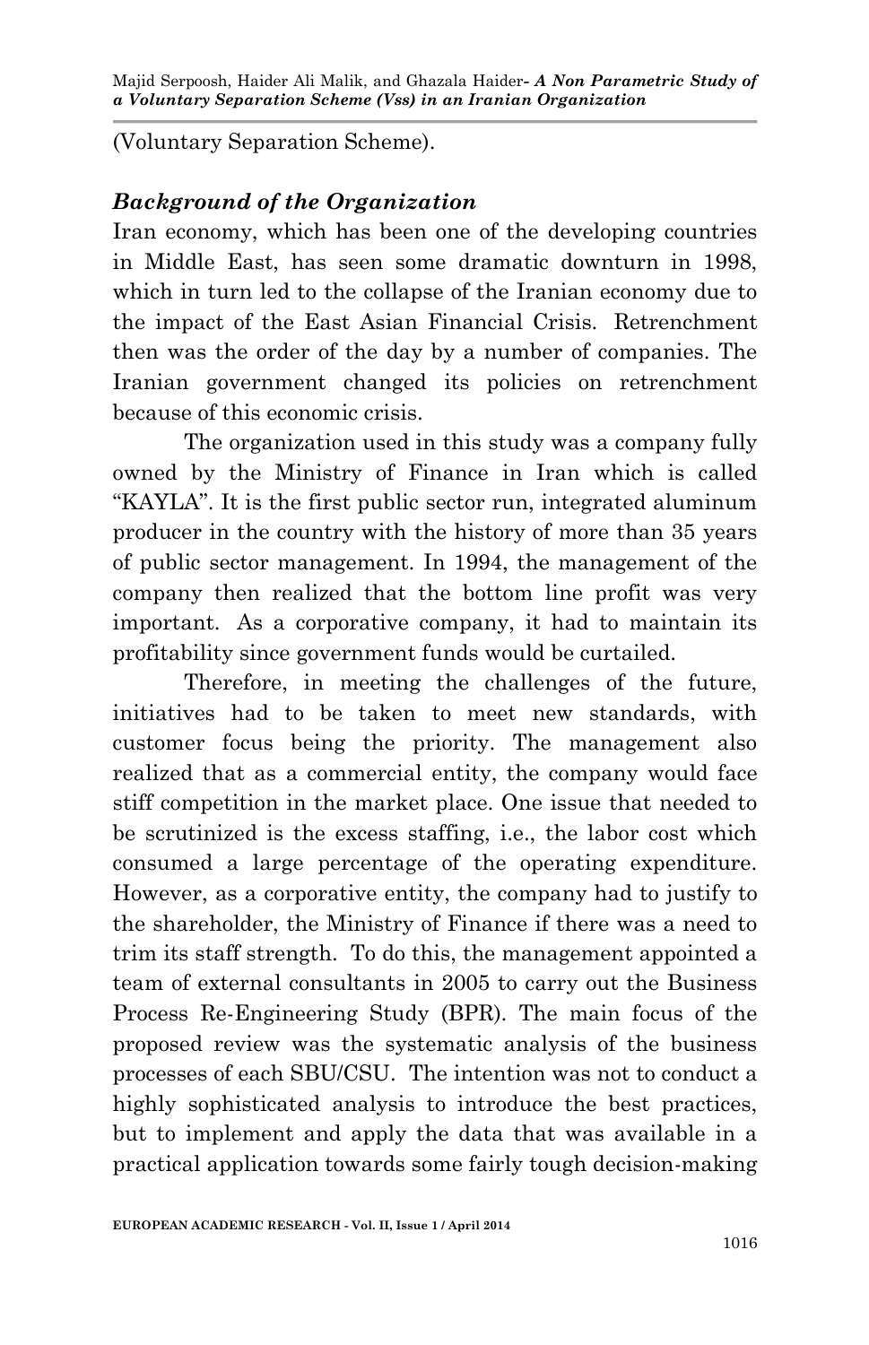(Voluntary Separation Scheme).

### *Background of the Organization*

Iran economy, which has been one of the developing countries in Middle East, has seen some dramatic downturn in 1998, which in turn led to the collapse of the Iranian economy due to the impact of the East Asian Financial Crisis. Retrenchment then was the order of the day by a number of companies. The Iranian government changed its policies on retrenchment because of this economic crisis.

The organization used in this study was a company fully owned by the Ministry of Finance in Iran which is called "KAYLA". It is the first public sector run, integrated aluminum producer in the country with the history of more than 35 years of public sector management. In 1994, the management of the company then realized that the bottom line profit was very important. As a corporative company, it had to maintain its profitability since government funds would be curtailed.

Therefore, in meeting the challenges of the future, initiatives had to be taken to meet new standards, with customer focus being the priority. The management also realized that as a commercial entity, the company would face stiff competition in the market place. One issue that needed to be scrutinized is the excess staffing, i.e., the labor cost which consumed a large percentage of the operating expenditure. However, as a corporative entity, the company had to justify to the shareholder, the Ministry of Finance if there was a need to trim its staff strength. To do this, the management appointed a team of external consultants in 2005 to carry out the Business Process Re-Engineering Study (BPR). The main focus of the proposed review was the systematic analysis of the business processes of each SBU/CSU. The intention was not to conduct a highly sophisticated analysis to introduce the best practices, but to implement and apply the data that was available in a practical application towards some fairly tough decision-making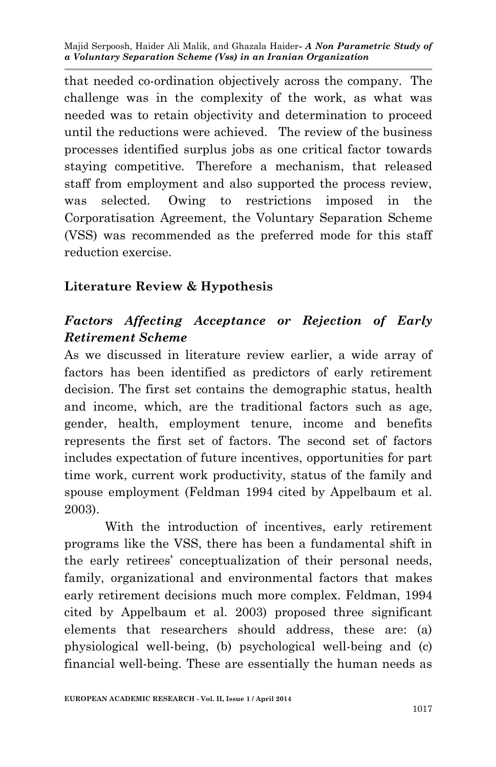that needed co-ordination objectively across the company. The challenge was in the complexity of the work, as what was needed was to retain objectivity and determination to proceed until the reductions were achieved. The review of the business processes identified surplus jobs as one critical factor towards staying competitive. Therefore a mechanism, that released staff from employment and also supported the process review, was selected. Owing to restrictions imposed in the Corporatisation Agreement, the Voluntary Separation Scheme (VSS) was recommended as the preferred mode for this staff reduction exercise.

## Literature Review & Hypothesis

### *Factors Affecting Acceptance or Rejection of Early Retirement Scheme*

As we discussed in literature review earlier, a wide array of factors has been identified as predictors of early retirement decision. The first set contains the demographic status, health and income, which, are the traditional factors such as age, gender, health, employment tenure, income and benefits represents the first set of factors. The second set of factors includes expectation of future incentives, opportunities for part time work, current work productivity, status of the family and spouse employment (Feldman 1994 cited by Appelbaum et al. 2003).

With the introduction of incentives, early retirement programs like the VSS, there has been a fundamental shift in the early retirees' conceptualization of their personal needs, family, organizational and environmental factors that makes early retirement decisions much more complex. Feldman, 1994 cited by Appelbaum et al. 2003) proposed three significant elements that researchers should address, these are: (a) physiological well-being, (b) psychological well-being and (c) financial well-being. These are essentially the human needs as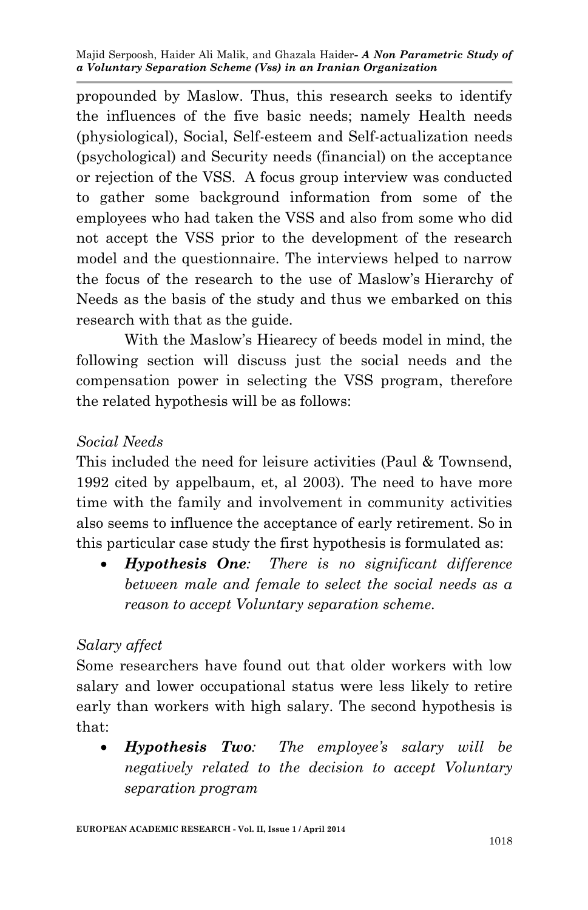propounded by Maslow. Thus, this research seeks to identify the influences of the five basic needs; namely Health needs (physiological), Social, Self-esteem and Self-actualization needs (psychological) and Security needs (financial) on the acceptance or rejection of the VSS. A focus group interview was conducted to gather some background information from some of the employees who had taken the VSS and also from some who did not accept the VSS prior to the development of the research model and the questionnaire. The interviews helped to narrow the focus of the research to the use of Maslow's Hierarchy of Needs as the basis of the study and thus we embarked on this research with that as the guide.

With the Maslow's Hiearecy of beeds model in mind, the following section will discuss just the social needs and the compensation power in selecting the VSS program, therefore the related hypothesis will be as follows:

*Social Needs*

This included the need for leisure activities (Paul & Townsend, 1992 cited by appelbaum, et, al 2003). The need to have more time with the family and involvement in community activities also seems to influence the acceptance of early retirement. So in this particular case study the first hypothesis is formulated as:

- ***Hypothesis One**: There is no significant difference between male and female to select the social needs as a reason to accept Voluntary separation scheme.*

*Salary affect*

Some researchers have found out that older workers with low salary and lower occupational status were less likely to retire early than workers with high salary. The second hypothesis is that:

- ***Hypothesis Two**: The employee's salary will be negatively related to the decision to accept Voluntary separation program*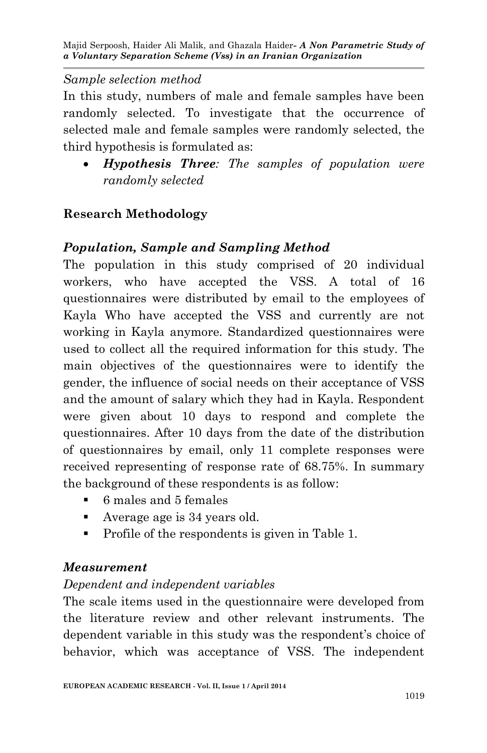*Sample selection method*

In this study, numbers of male and female samples have been randomly selected. To investigate that the occurrence of selected male and female samples were randomly selected, the third hypothesis is formulated as:

- ***Hypothesis Three****: The samples of population were randomly selected*

## Research Methodology

### *Population, Sample and Sampling Method*

The population in this study comprised of 20 individual workers, who have accepted the VSS. A total of 16 questionnaires were distributed by email to the employees of Kayla Who have accepted the VSS and currently are not working in Kayla anymore. Standardized questionnaires were used to collect all the required information for this study. The main objectives of the questionnaires were to identify the gender, the influence of social needs on their acceptance of VSS and the amount of salary which they had in Kayla. Respondent were given about 10 days to respond and complete the questionnaires. After 10 days from the date of the distribution of questionnaires by email, only 11 complete responses were received representing of response rate of 68.75%. In summary the background of these respondents is as follow:

- 6 males and 5 females
- Average age is 34 years old.
- Profile of the respondents is given in Table 1.

### *Measurement*

*Dependent and independent variables*

The scale items used in the questionnaire were developed from the literature review and other relevant instruments. The dependent variable in this study was the respondent's choice of behavior, which was acceptance of VSS. The independent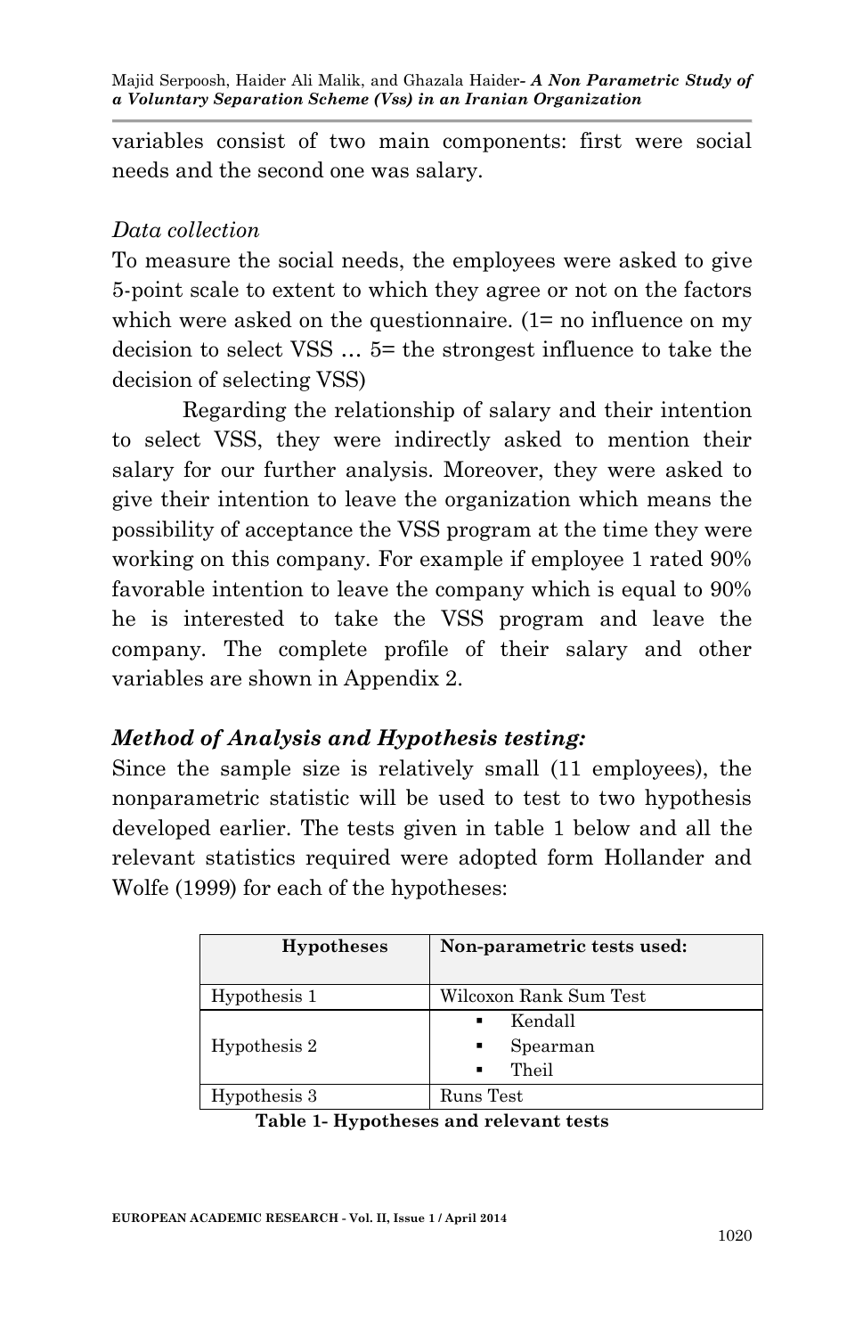variables consist of two main components: first were social needs and the second one was salary.

*Data collection*

To measure the social needs, the employees were asked to give 5-point scale to extent to which they agree or not on the factors which were asked on the questionnaire. (1= no influence on my decision to select VSS … 5= the strongest influence to take the decision of selecting VSS)

Regarding the relationship of salary and their intention to select VSS, they were indirectly asked to mention their salary for our further analysis. Moreover, they were asked to give their intention to leave the organization which means the possibility of acceptance the VSS program at the time they were working on this company. For example if employee 1 rated 90% favorable intention to leave the company which is equal to 90% he is interested to take the VSS program and leave the company. The complete profile of their salary and other variables are shown in Appendix 2.

### *Method of Analysis and Hypothesis testing:*

Since the sample size is relatively small (11 employees), the nonparametric statistic will be used to test to two hypothesis developed earlier. The tests given in table 1 below and all the relevant statistics required were adopted form Hollander and Wolfe (1999) for each of the hypotheses:

| **Hypotheses** | **Non-parametric tests used:** |
| --- | --- |
| Hypothesis 1 | Wilcoxon Rank Sum Test |
| Hypothesis 2 | ▪ Kendall<br>▪ Spearman<br>▪ Theil |
| Hypothesis 3 | Runs Test |

**Table 1- Hypotheses and relevant tests**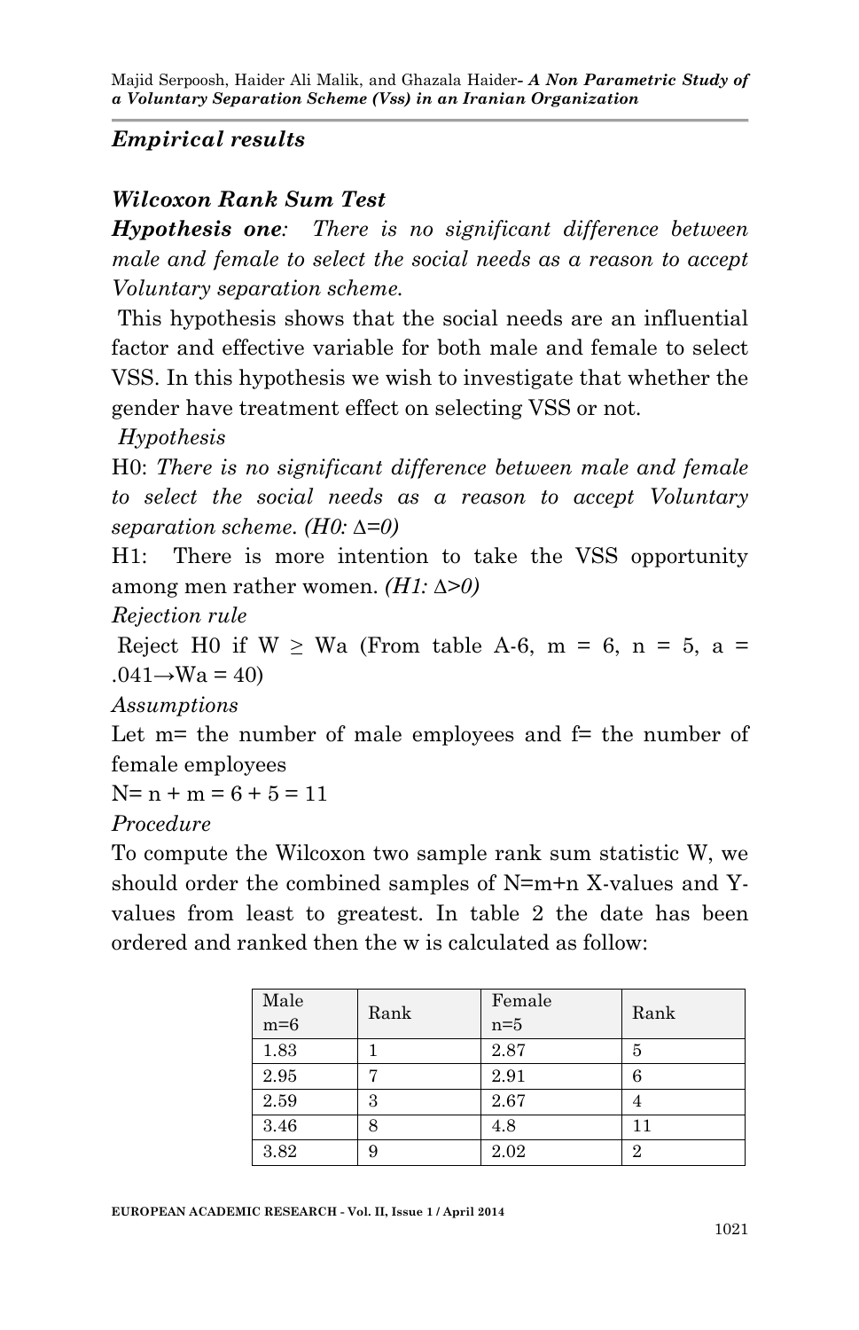### *Empirical results*

### *Wilcoxon Rank Sum Test*

***Hypothesis one**: There is no significant difference between male and female to select the social needs as a reason to accept Voluntary separation scheme.*

This hypothesis shows that the social needs are an influential factor and effective variable for both male and female to select VSS. In this hypothesis we wish to investigate that whether the gender have treatment effect on selecting VSS or not.

*Hypothesis*

H0: *There is no significant difference between male and female to select the social needs as a reason to accept Voluntary separation scheme. (H0: $\Delta$=0)*

H1: There is more intention to take the VSS opportunity among men rather women. *(H1: $\Delta$>0)*

*Rejection rule*

Reject H0 if $W \geq W_a$ (From table A-6, m = 6, n = 5, a = .041→Wa = 40)

*Assumptions*

Let m= the number of male employees and f= the number of female employees

N= n + m = 6 + 5 = 11

*Procedure*

To compute the Wilcoxon two sample rank sum statistic W, we should order the combined samples of N=m+n X-values and Y-values from least to greatest. In table 2 the date has been ordered and ranked then the w is calculated as follow:

| Male m=6 | Rank | Female n=5 | Rank |
|---|---|---|---|
| 1.83 | 1 | 2.87 | 5 |
| 2.95 | 7 | 2.91 | 6 |
| 2.59 | 3 | 2.67 | 4 |
| 3.46 | 8 | 4.8 | 11 |
| 3.82 | 9 | 2.02 | 2 |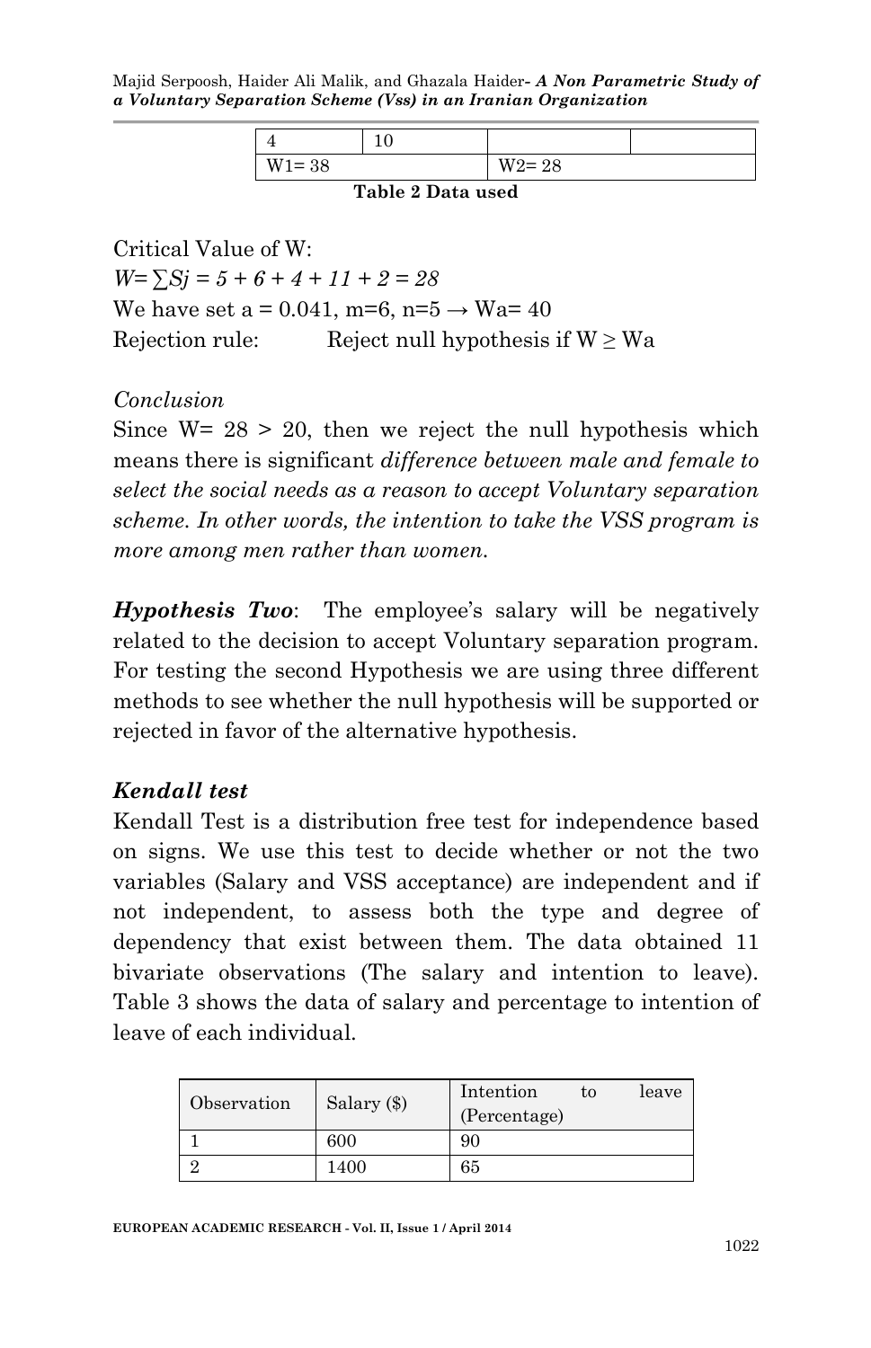| 4 | 10 | | |
|---|---|---|---|
| W1= 38 | | W2= 28 | |

**Table 2 Data used**

Critical Value of W:

*W= ∑Sj = 5 + 6 + 4 + 11 + 2 = 28*

We have set a = 0.041, m=6, n=5 → Wa= 40

Rejection rule: Reject null hypothesis if W ≥ Wa

*Conclusion*

Since W= 28 > 20, then we reject the null hypothesis which means there is significant *difference between male and female to select the social needs as a reason to accept Voluntary separation scheme. In other words, the intention to take the VSS program is more among men rather than women.*

***Hypothesis Two***: The employee's salary will be negatively related to the decision to accept Voluntary separation program. For testing the second Hypothesis we are using three different methods to see whether the null hypothesis will be supported or rejected in favor of the alternative hypothesis.

***Kendall test***

Kendall Test is a distribution free test for independence based on signs. We use this test to decide whether or not the two variables (Salary and VSS acceptance) are independent and if not independent, to assess both the type and degree of dependency that exist between them. The data obtained 11 bivariate observations (The salary and intention to leave). Table 3 shows the data of salary and percentage to intention of leave of each individual.

| Observation | Salary ($) | Intention to leave (Percentage) |
|---|---|---|
| 1 | 600 | 90 |
| 2 | 1400 | 65 |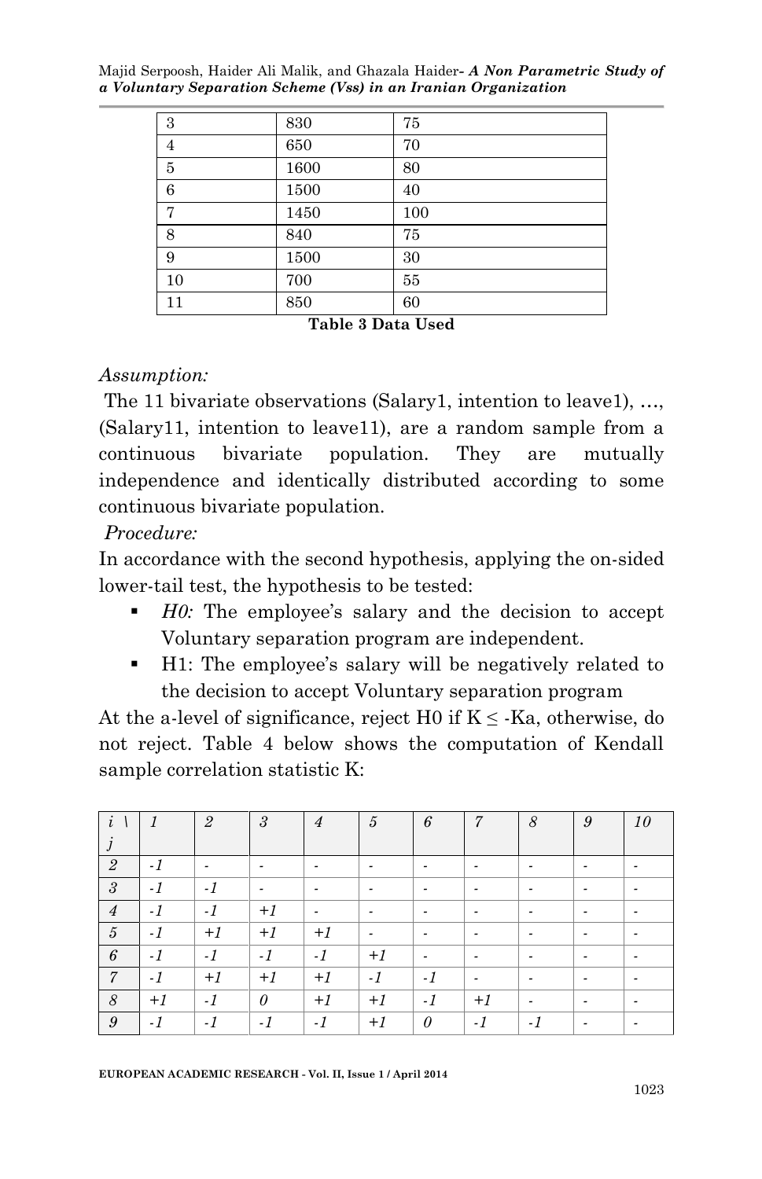| 3 | 830 | 75 |
|---|---|---|
| 4 | 650 | 70 |
| 5 | 1600 | 80 |
| 6 | 1500 | 40 |
| 7 | 1450 | 100 |
| 8 | 840 | 75 |
| 9 | 1500 | 30 |
| 10 | 700 | 55 |
| 11 | 850 | 60 |

**Table 3 Data Used**

*Assumption:*

The 11 bivariate observations (Salary1, intention to leave1), …, (Salary11, intention to leave11), are a random sample from a continuous bivariate population. They are mutually independence and identically distributed according to some continuous bivariate population.

*Procedure:*

In accordance with the second hypothesis, applying the on-sided lower-tail test, the hypothesis to be tested:

- *H0:* The employee's salary and the decision to accept Voluntary separation program are independent.
- H1: The employee's salary will be negatively related to the decision to accept Voluntary separation program

At the a-level of significance, reject H0 if K ≤ -Ka, otherwise, do not reject. Table 4 below shows the computation of Kendall sample correlation statistic K:

| *i \ j* | *1* | *2* | *3* | *4* | *5* | *6* | *7* | *8* | *9* | *10* |
|---|---|---|---|---|---|---|---|---|---|---|
| *2* | *-1* | - | - | - | - | - | - | - | - | - |
| *3* | *-1* | *-1* | - | - | - | - | - | - | - | - |
| *4* | *-1* | *-1* | *+1* | - | - | - | - | - | - | - |
| *5* | *-1* | *+1* | *+1* | *+1* | - | - | - | - | - | - |
| *6* | *-1* | *-1* | *-1* | *-1* | *+1* | - | - | - | - | - |
| *7* | *-1* | *+1* | *+1* | *+1* | *-1* | *-1* | - | - | - | - |
| *8* | *+1* | *-1* | *0* | *+1* | *+1* | *-1* | *+1* | - | - | - |
| *9* | *-1* | *-1* | *-1* | *-1* | *+1* | *0* | *-1* | *-1* | - | - |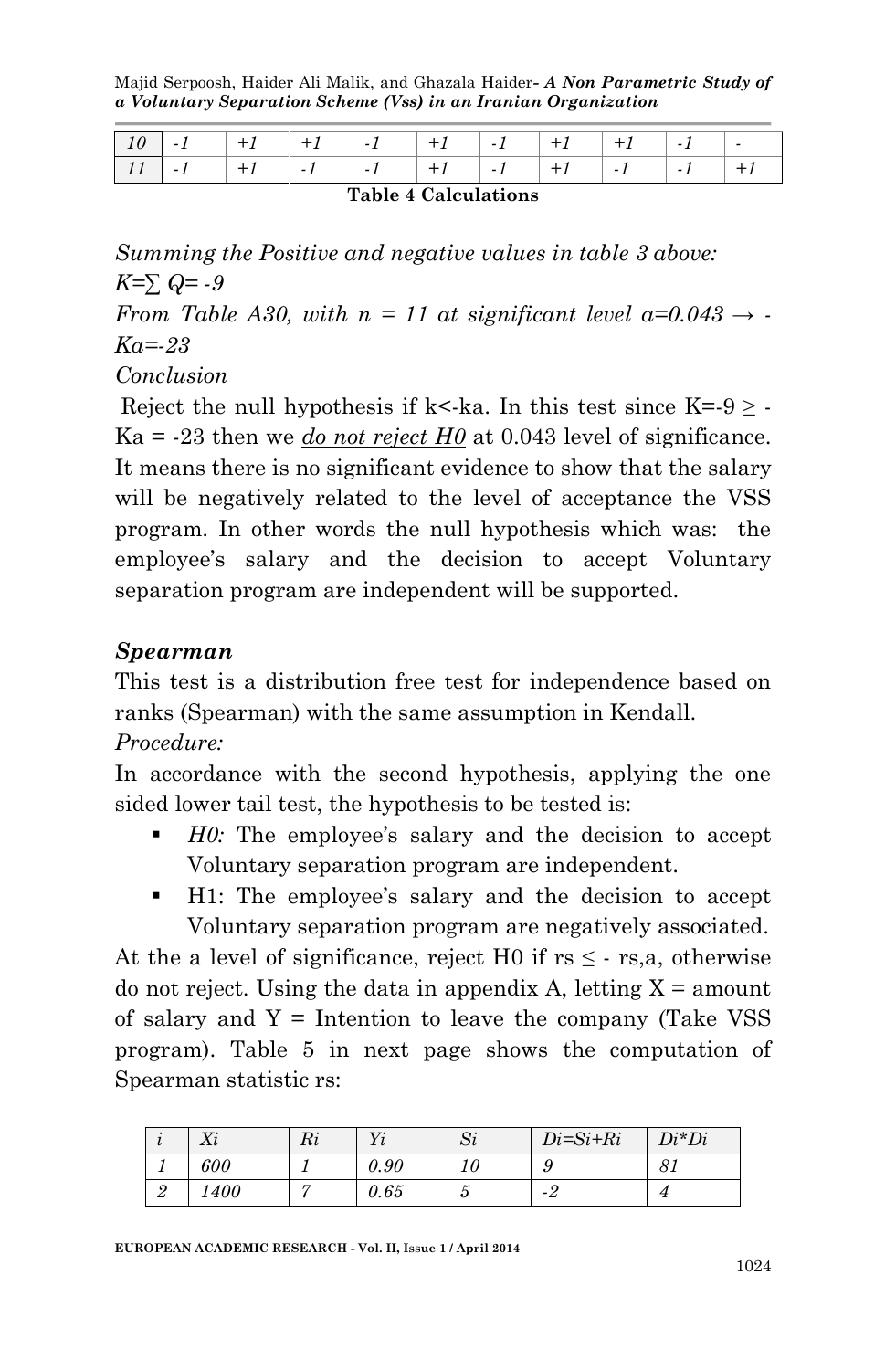| 10 | -1 | +1 | +1 | -1 | +1 | -1 | +1 | +1 | -1 | - |
|---|---|---|---|---|---|---|---|---|---|---|
| 11 | -1 | +1 | -1 | -1 | +1 | -1 | +1 | -1 | -1 | +1 |

**Table 4 Calculations**

*Summing the Positive and negative values in table 3 above:*

$K = \sum Q = -9$

*From Table A30, with n = 11 at significant level a=0.043 → -Ka=-23*

*Conclusion*

Reject the null hypothesis if k<-ka. In this test since K=-9 ≥ -Ka = -23 then we ***do not reject H0*** at 0.043 level of significance. It means there is no significant evidence to show that the salary will be negatively related to the level of acceptance the VSS program. In other words the null hypothesis which was: the employee's salary and the decision to accept Voluntary separation program are independent will be supported.

### *Spearman*

This test is a distribution free test for independence based on ranks (Spearman) with the same assumption in Kendall.

*Procedure:*

In accordance with the second hypothesis, applying the one sided lower tail test, the hypothesis to be tested is:

- *H0:* The employee's salary and the decision to accept Voluntary separation program are independent.
- H1: The employee's salary and the decision to accept Voluntary separation program are negatively associated.

At the a level of significance, reject H0 if rs ≤ - rs,a, otherwise do not reject. Using the data in appendix A, letting X = amount of salary and Y = Intention to leave the company (Take VSS program). Table 5 in next page shows the computation of Spearman statistic rs:

| *i* | *Xi* | *Ri* | *Yi* | *Si* | *Di=Si+Ri* | *Di\*Di* |
|---|---|---|---|---|---|---|
| 1 | 600 | 1 | 0.90 | 10 | 9 | 81 |
| 2 | 1400 | 7 | 0.65 | 5 | -2 | 4 |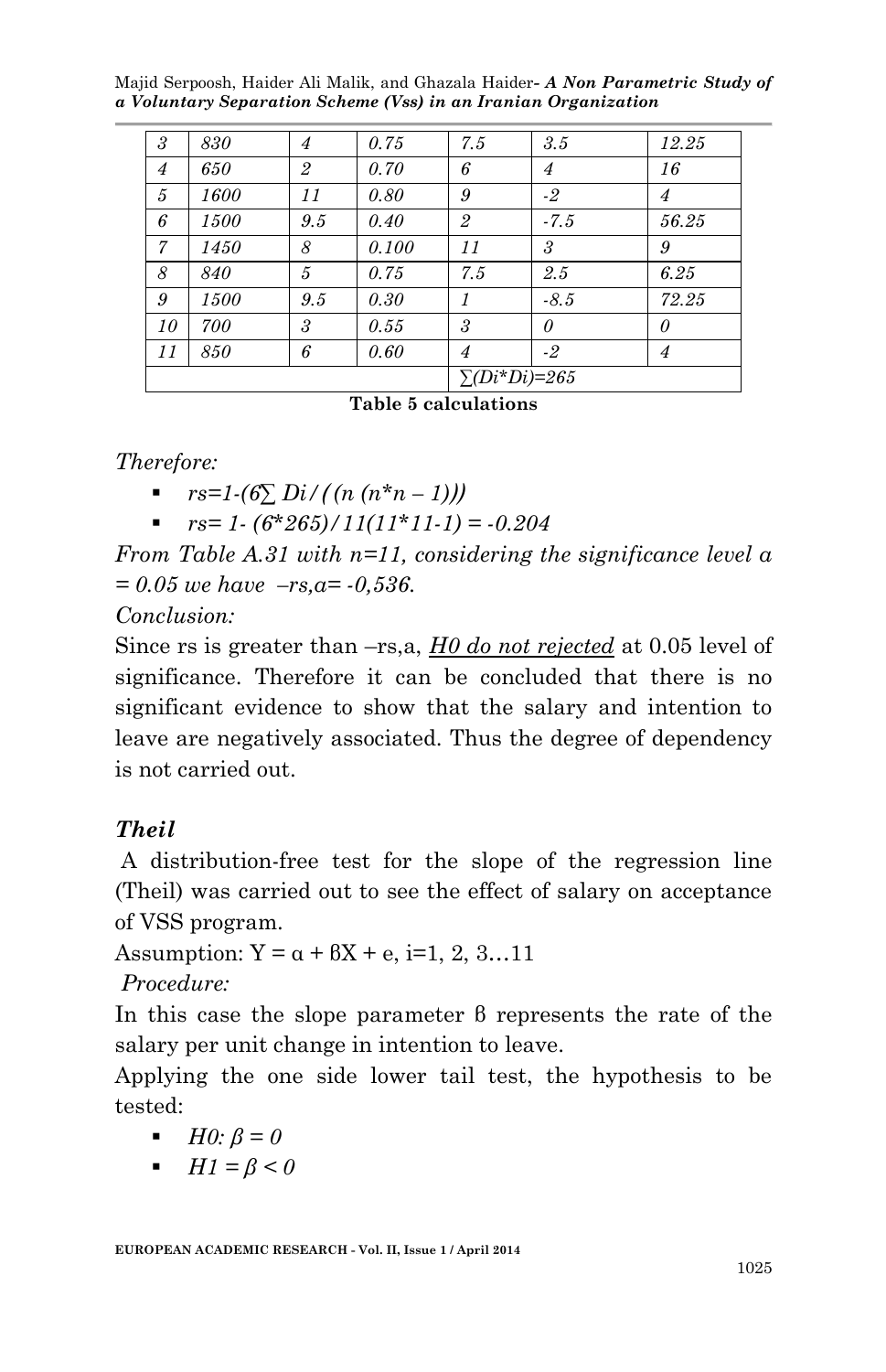| 3 | 830 | 4 | 0.75 | 7.5 | 3.5 | 12.25 |
|---|---|---|---|---|---|---|
| 4 | 650 | 2 | 0.70 | 6 | 4 | 16 |
| 5 | 1600 | 11 | 0.80 | 9 | -2 | 4 |
| 6 | 1500 | 9.5 | 0.40 | 2 | -7.5 | 56.25 |
| 7 | 1450 | 8 | 0.100 | 11 | 3 | 9 |
| 8 | 840 | 5 | 0.75 | 7.5 | 2.5 | 6.25 |
| 9 | 1500 | 9.5 | 0.30 | 1 | -8.5 | 72.25 |
| 10 | 700 | 3 | 0.55 | 3 | 0 | 0 |
| 11 | 850 | 6 | 0.60 | 4 | -2 | 4 |
| | | | | $\sum(Di*Di)=265$ | | |

**Table 5 calculations**

*Therefore:*

- $rs=1-(6\sum Di/((n(n*n-1)))$
- $rs= 1-(6*265)/11(11*11-1) = -0.204$

*From Table A.31 with n=11, considering the significance level α = 0.05 we have –rs,α= -0,536.*

*Conclusion:*

Since rs is greater than –rs,a, ***H0 do not rejected*** at 0.05 level of significance. Therefore it can be concluded that there is no significant evidence to show that the salary and intention to leave are negatively associated. Thus the degree of dependency is not carried out.

### *Theil*

A distribution-free test for the slope of the regression line (Theil) was carried out to see the effect of salary on acceptance of VSS program.

Assumption: $Y = \alpha + \beta X + e$, i=1, 2, 3…11

*Procedure:*

In this case the slope parameter β represents the rate of the salary per unit change in intention to leave.

Applying the one side lower tail test, the hypothesis to be tested:

- $H0: \beta = 0$
- $H1 = \beta < 0$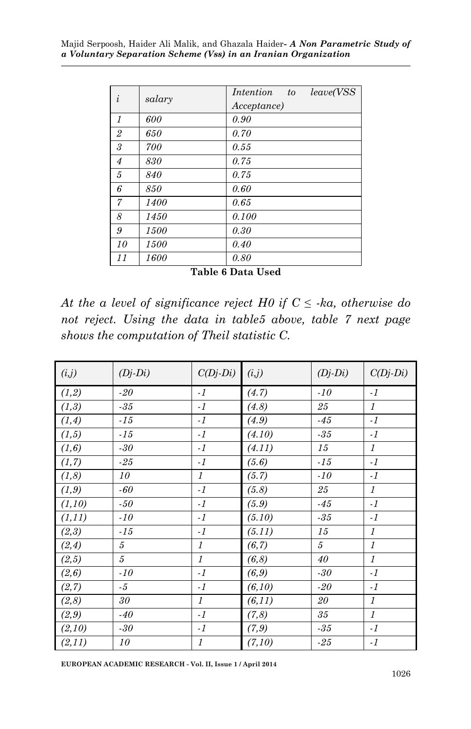| *i* | *salary* | *Intention to leave(VSS Acceptance)* |
|---|---|---|
| *1* | *600* | *0.90* |
| *2* | *650* | *0.70* |
| *3* | *700* | *0.55* |
| *4* | *830* | *0.75* |
| *5* | *840* | *0.75* |
| *6* | *850* | *0.60* |
| *7* | *1400* | *0.65* |
| *8* | *1450* | *0.100* |
| *9* | *1500* | *0.30* |
| *10* | *1500* | *0.40* |
| *11* | *1600* | *0.80* |

**Table 6 Data Used**

*At the a level of significance reject H0 if C ≤ -ka, otherwise do not reject. Using the data in table5 above, table 7 next page shows the computation of Theil statistic C.*

| *(i,j)* | *(Dj-Di)* | *C(Dj-Di)* | *(i,j)* | *(Dj-Di)* | *C(Dj-Di)* |
|---|---|---|---|---|---|
| *(1,2)* | *-20* | *-1* | *(4.7)* | *-10* | *-1* |
| *(1,3)* | *-35* | *-1* | *(4.8)* | *25* | *1* |
| *(1,4)* | *-15* | *-1* | *(4.9)* | *-45* | *-1* |
| *(1,5)* | *-15* | *-1* | *(4.10)* | *-35* | *-1* |
| *(1,6)* | *-30* | *-1* | *(4.11)* | *15* | *1* |
| *(1,7)* | *-25* | *-1* | *(5.6)* | *-15* | *-1* |
| *(1,8)* | *10* | *1* | *(5.7)* | *-10* | *-1* |
| *(1,9)* | *-60* | *-1* | *(5.8)* | *25* | *1* |
| *(1,10)* | *-50* | *-1* | *(5.9)* | *-45* | *-1* |
| *(1,11)* | *-10* | *-1* | *(5.10)* | *-35* | *-1* |
| *(2,3)* | *-15* | *-1* | *(5.11)* | *15* | *1* |
| *(2,4)* | *5* | *1* | *(6,7)* | *5* | *1* |
| *(2,5)* | *5* | *1* | *(6,8)* | *40* | *1* |
| *(2,6)* | *-10* | *-1* | *(6,9)* | *-30* | *-1* |
| *(2,7)* | *-5* | *-1* | *(6,10)* | *-20* | *-1* |
| *(2,8)* | *30* | *1* | *(6,11)* | *20* | *1* |
| *(2,9)* | *-40* | *-1* | *(7,8)* | *35* | *1* |
| *(2,10)* | *-30* | *-1* | *(7,9)* | *-35* | *-1* |
| *(2,11)* | *10* | *1* | *(7,10)* | *-25* | *-1* |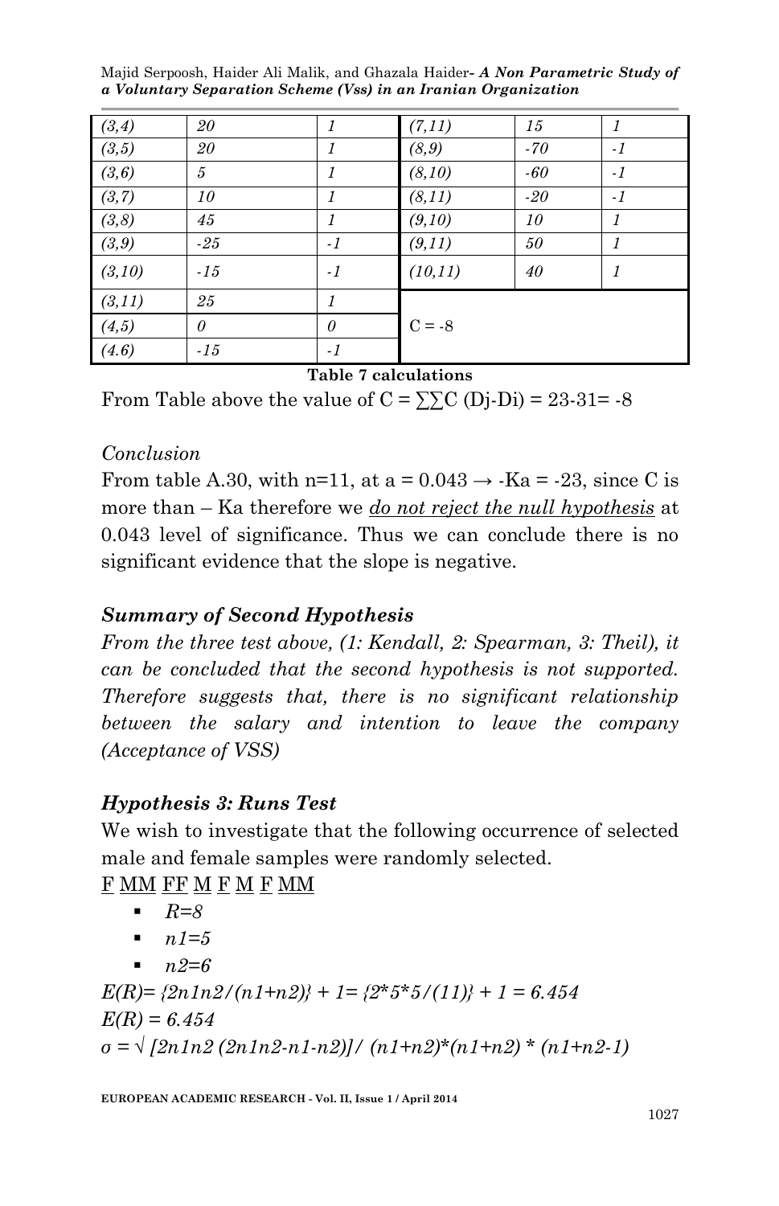| | | | | | |
|---|---|---|---|---|---|
| (3,4) | 20 | 1 | (7,11) | 15 | 1 |
| (3,5) | 20 | 1 | (8,9) | -70 | -1 |
| (3,6) | 5 | 1 | (8,10) | -60 | -1 |
| (3,7) | 10 | 1 | (8,11) | -20 | -1 |
| (3,8) | 45 | 1 | (9,10) | 10 | 1 |
| (3,9) | -25 | -1 | (9,11) | 50 | 1 |
| (3,10) | -15 | -1 | (10,11) | 40 | 1 |
| (3,11) | 25 | 1 | C = -8 | | |
| (4,5) | 0 | 0 | | | |
| (4.6) | -15 | -1 | | | |

**Table 7 calculations**

From Table above the value of C = ∑∑C (Dj-Di) = 23-31= -8

*Conclusion*

From table A.30, with n=11, at a = 0.043 → -Ka = -23, since C is more than – Ka therefore we <u>do not reject the null hypothesis</u> at 0.043 level of significance. Thus we can conclude there is no significant evidence that the slope is negative.

### *Summary of Second Hypothesis*

*From the three test above, (1: Kendall, 2: Spearman, 3: Theil), it can be concluded that the second hypothesis is not supported. Therefore suggests that, there is no significant relationship between the salary and intention to leave the company (Acceptance of VSS)*

### *Hypothesis 3: Runs Test*

We wish to investigate that the following occurrence of selected male and female samples were randomly selected.

<u>F</u> <u>MM</u> <u>FF</u> <u>M</u> <u>F</u> <u>M</u> <u>F</u> <u>MM</u>

- *R=8*
- *n1=5*
- *n2=6*

*E(R)= {2n1n2/(n1+n2)} + 1= {2\*5\*5/(11)} + 1 = 6.454*

*E(R) = 6.454*

*σ = √ [2n1n2 (2n1n2-n1-n2)]/ (n1+n2)\*(n1+n2) \* (n1+n2-1)*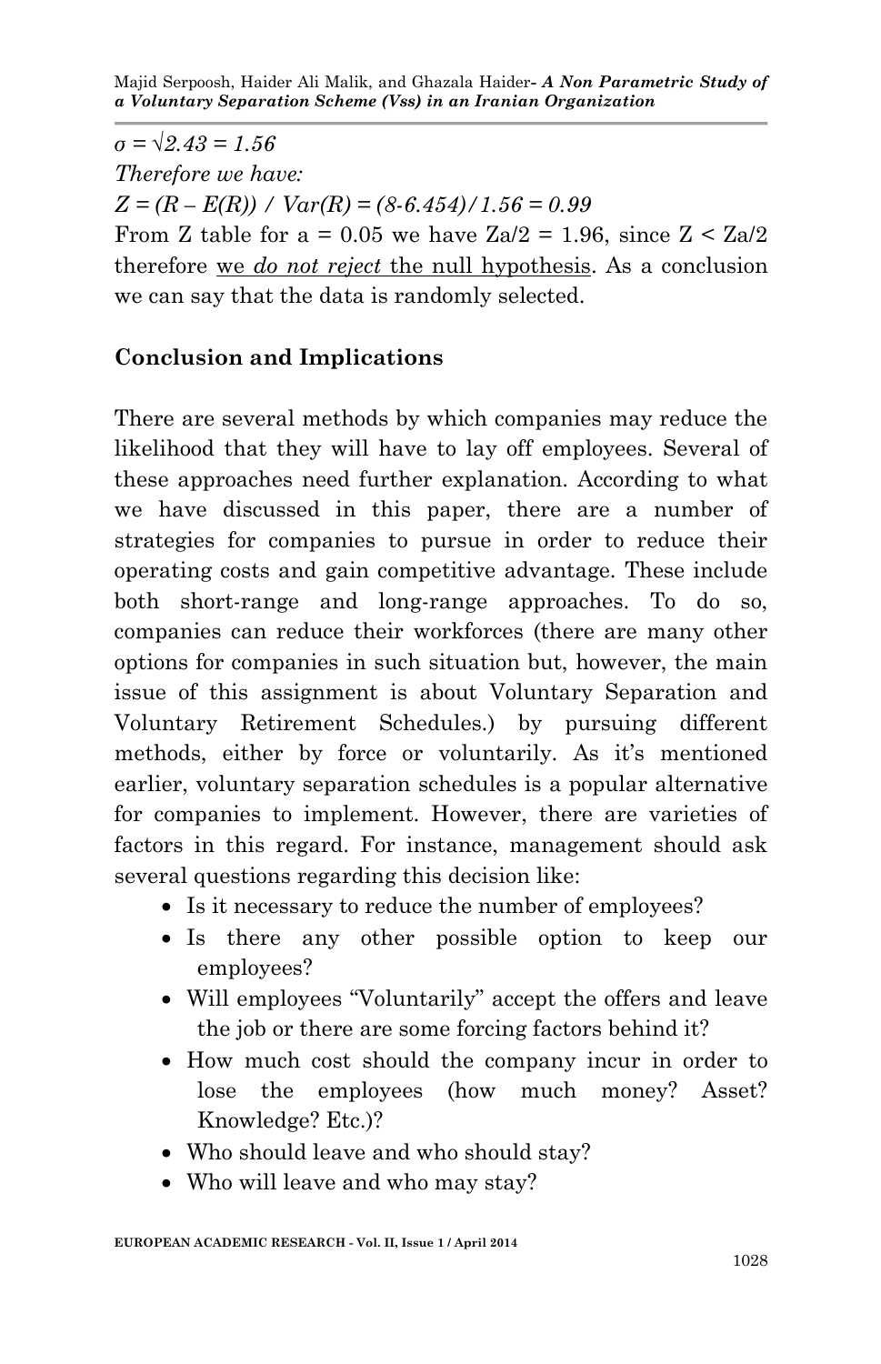$\sigma = \sqrt{2.43} = 1.56$

*Therefore we have:*

$Z = (R - E(R)) / Var(R) = (8\text{-}6.454)/1.56 = 0.99$

From Z table for a = 0.05 we have $Za/2 = 1.96$, since $Z < Za/2$ therefore we *do not reject* the null hypothesis. As a conclusion we can say that the data is randomly selected.

## Conclusion and Implications

There are several methods by which companies may reduce the likelihood that they will have to lay off employees. Several of these approaches need further explanation. According to what we have discussed in this paper, there are a number of strategies for companies to pursue in order to reduce their operating costs and gain competitive advantage. These include both short-range and long-range approaches. To do so, companies can reduce their workforces (there are many other options for companies in such situation but, however, the main issue of this assignment is about Voluntary Separation and Voluntary Retirement Schedules.) by pursuing different methods, either by force or voluntarily. As it's mentioned earlier, voluntary separation schedules is a popular alternative for companies to implement. However, there are varieties of factors in this regard. For instance, management should ask several questions regarding this decision like:

- Is it necessary to reduce the number of employees?
- Is there any other possible option to keep our employees?
- Will employees "Voluntarily" accept the offers and leave the job or there are some forcing factors behind it?
- How much cost should the company incur in order to lose the employees (how much money? Asset? Knowledge? Etc.)?
- Who should leave and who should stay?
- Who will leave and who may stay?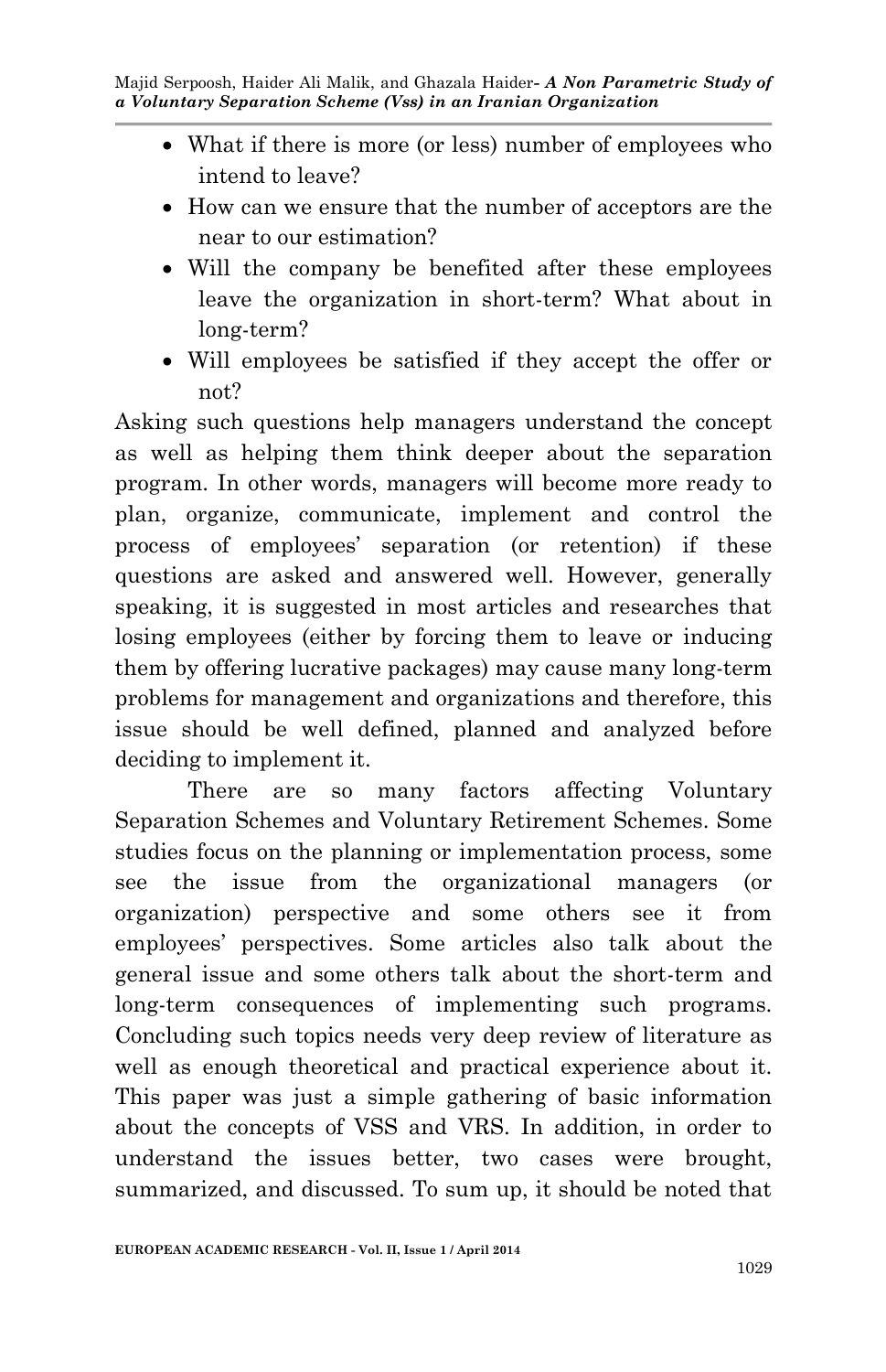- What if there is more (or less) number of employees who intend to leave?
- How can we ensure that the number of acceptors are the near to our estimation?
- Will the company be benefited after these employees leave the organization in short-term? What about in long-term?
- Will employees be satisfied if they accept the offer or not?

Asking such questions help managers understand the concept as well as helping them think deeper about the separation program. In other words, managers will become more ready to plan, organize, communicate, implement and control the process of employees' separation (or retention) if these questions are asked and answered well. However, generally speaking, it is suggested in most articles and researches that losing employees (either by forcing them to leave or inducing them by offering lucrative packages) may cause many long-term problems for management and organizations and therefore, this issue should be well defined, planned and analyzed before deciding to implement it.

There are so many factors affecting Voluntary Separation Schemes and Voluntary Retirement Schemes. Some studies focus on the planning or implementation process, some see the issue from the organizational managers (or organization) perspective and some others see it from employees' perspectives. Some articles also talk about the general issue and some others talk about the short-term and long-term consequences of implementing such programs. Concluding such topics needs very deep review of literature as well as enough theoretical and practical experience about it. This paper was just a simple gathering of basic information about the concepts of VSS and VRS. In addition, in order to understand the issues better, two cases were brought, summarized, and discussed. To sum up, it should be noted that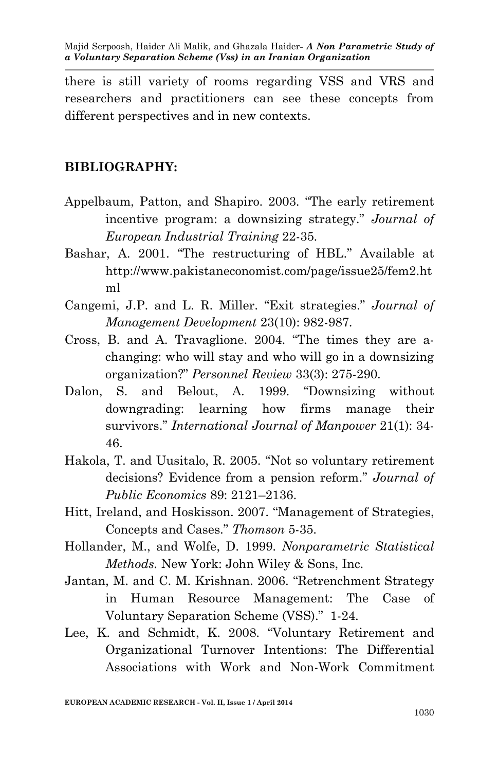there is still variety of rooms regarding VSS and VRS and researchers and practitioners can see these concepts from different perspectives and in new contexts.

## BIBLIOGRAPHY:

Appelbaum, Patton, and Shapiro. 2003. "The early retirement incentive program: a downsizing strategy." *Journal of European Industrial Training* 22-35.

Bashar, A. 2001. "The restructuring of HBL." Available at http://www.pakistaneconomist.com/page/issue25/fem2.html

Cangemi, J.P. and L. R. Miller. "Exit strategies." *Journal of Management Development* 23(10): 982-987.

Cross, B. and A. Travaglione. 2004. "The times they are a-changing: who will stay and who will go in a downsizing organization?" *Personnel Review* 33(3): 275-290.

Dalon, S. and Belout, A. 1999. "Downsizing without downgrading: learning how firms manage their survivors." *International Journal of Manpower* 21(1): 34-46.

Hakola, T. and Uusitalo, R. 2005. "Not so voluntary retirement decisions? Evidence from a pension reform." *Journal of Public Economics* 89: 2121–2136.

Hitt, Ireland, and Hoskisson. 2007. "Management of Strategies, Concepts and Cases." *Thomson* 5-35.

Hollander, M., and Wolfe, D. 1999. *Nonparametric Statistical Methods.* New York: John Wiley & Sons, Inc.

Jantan, M. and C. M. Krishnan. 2006. "Retrenchment Strategy in Human Resource Management: The Case of Voluntary Separation Scheme (VSS)." 1-24.

Lee, K. and Schmidt, K. 2008. "Voluntary Retirement and Organizational Turnover Intentions: The Differential Associations with Work and Non-Work Commitment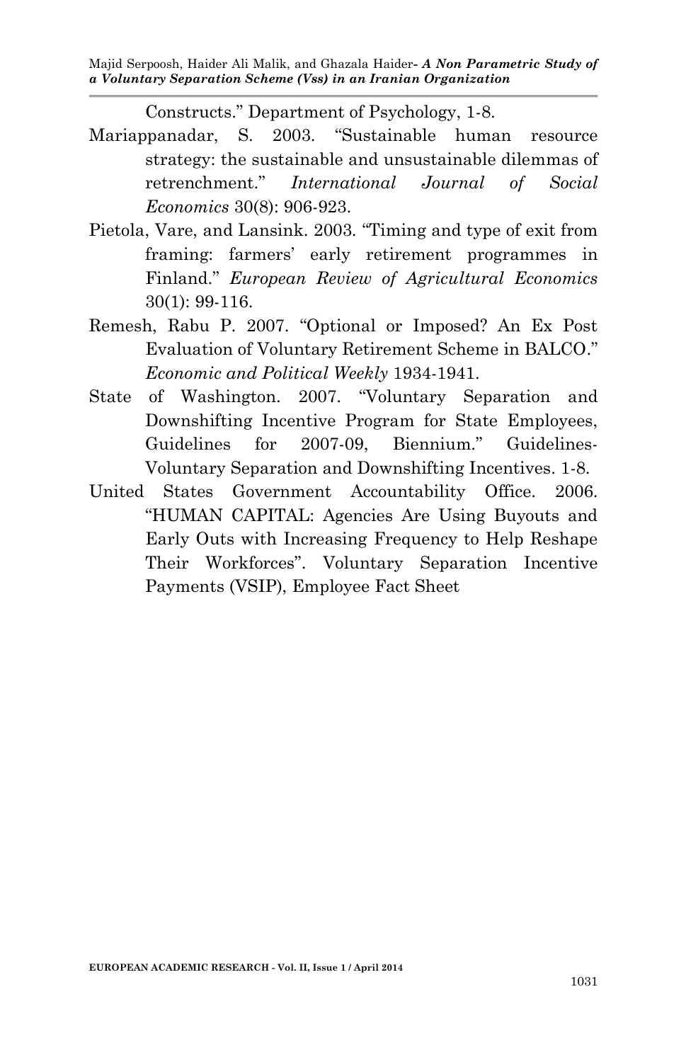Constructs." Department of Psychology, 1-8.

Mariappanadar, S. 2003. "Sustainable human resource strategy: the sustainable and unsustainable dilemmas of retrenchment." *International Journal of Social Economics* 30(8): 906-923.

Pietola, Vare, and Lansink. 2003. "Timing and type of exit from framing: farmers' early retirement programmes in Finland." *European Review of Agricultural Economics* 30(1): 99-116.

Remesh, Rabu P. 2007. "Optional or Imposed? An Ex Post Evaluation of Voluntary Retirement Scheme in BALCO." *Economic and Political Weekly* 1934-1941.

State of Washington. 2007. "Voluntary Separation and Downshifting Incentive Program for State Employees, Guidelines for 2007-09, Biennium." Guidelines-Voluntary Separation and Downshifting Incentives. 1-8.

United States Government Accountability Office. 2006. "HUMAN CAPITAL: Agencies Are Using Buyouts and Early Outs with Increasing Frequency to Help Reshape Their Workforces". Voluntary Separation Incentive Payments (VSIP), Employee Fact Sheet